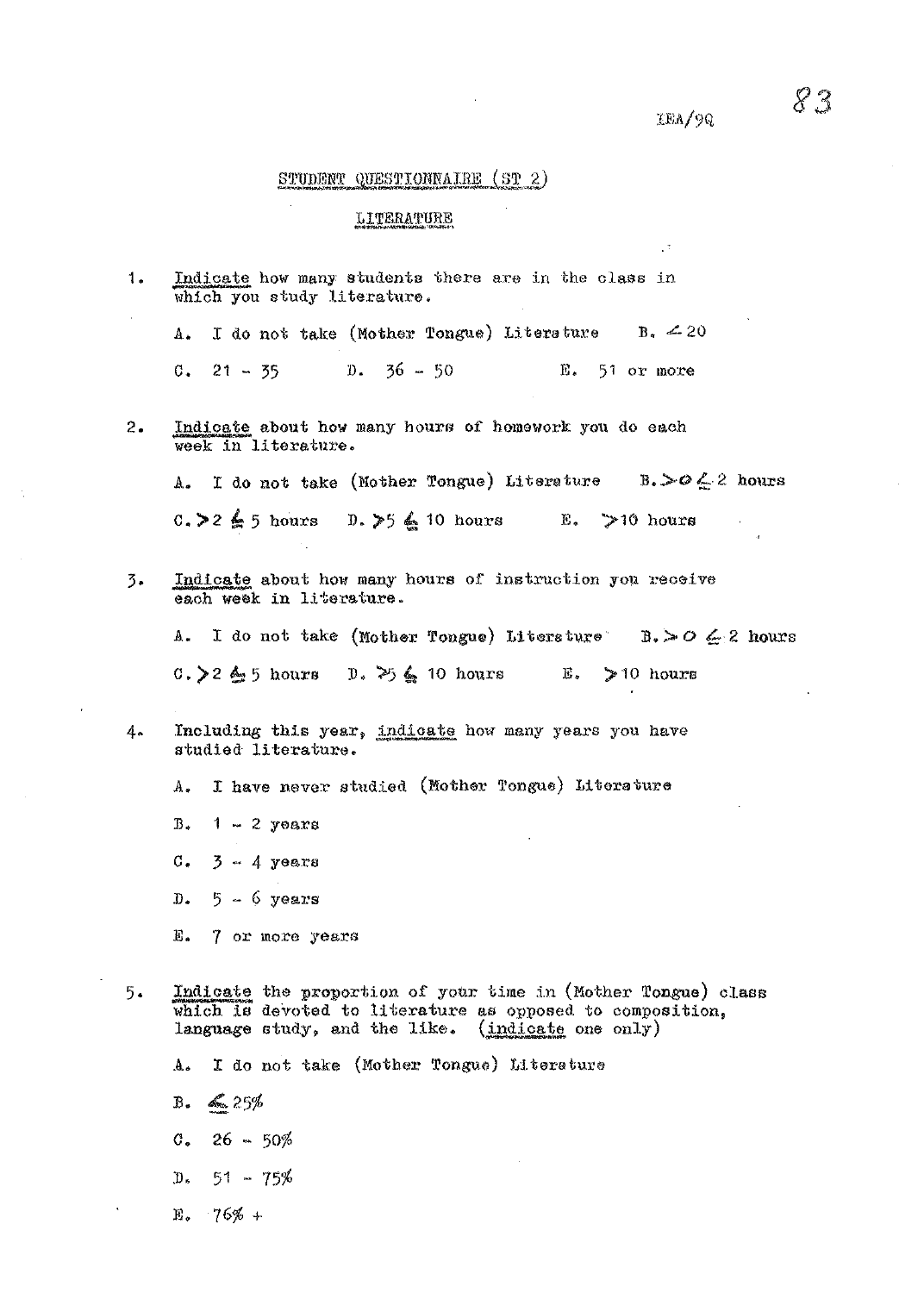IEA/9Q

## STUDENT QUESTIONNAIRE (ST 2)

### LITERATURE

1. Indicate how many students there are in the class in which you study literature.

   A. I do not take (Mother Tongue) Literature  B. $\leq 20$

   C. 21 - 35  D. 36 - 50  E. 51 or more

2. Indicate about how many hours of homework you do each week in literature.

   A. I do not take (Mother Tongue) Literature  B. $> 0 \leq 2$ hours

   C. $> 2 \leq 5$ hours  D. $> 5 \leq 10$ hours  E. $> 10$ hours

3. Indicate about how many hours of instruction you receive each week in literature.

   A. I do not take (Mother Tongue) Literature  B. $> 0 \leq 2$ hours

   C. $> 2 \leq 5$ hours  D. $> 5 \leq 10$ hours  E. $> 10$ hours

4. Including this year, indicate how many years you have studied literature.

   A. I have never studied (Mother Tongue) Literature

   B. 1 - 2 years

   C. 3 - 4 years

   D. 5 - 6 years

   E. 7 or more years

5. Indicate the proportion of your time in (Mother Tongue) class which is devoted to literature as opposed to composition, language study, and the like. (indicate one only)

   A. I do not take (Mother Tongue) Literature

   B. $\leq 25\%$

   C. 26 - 50%

   D. 51 - 75%

   E. 76% +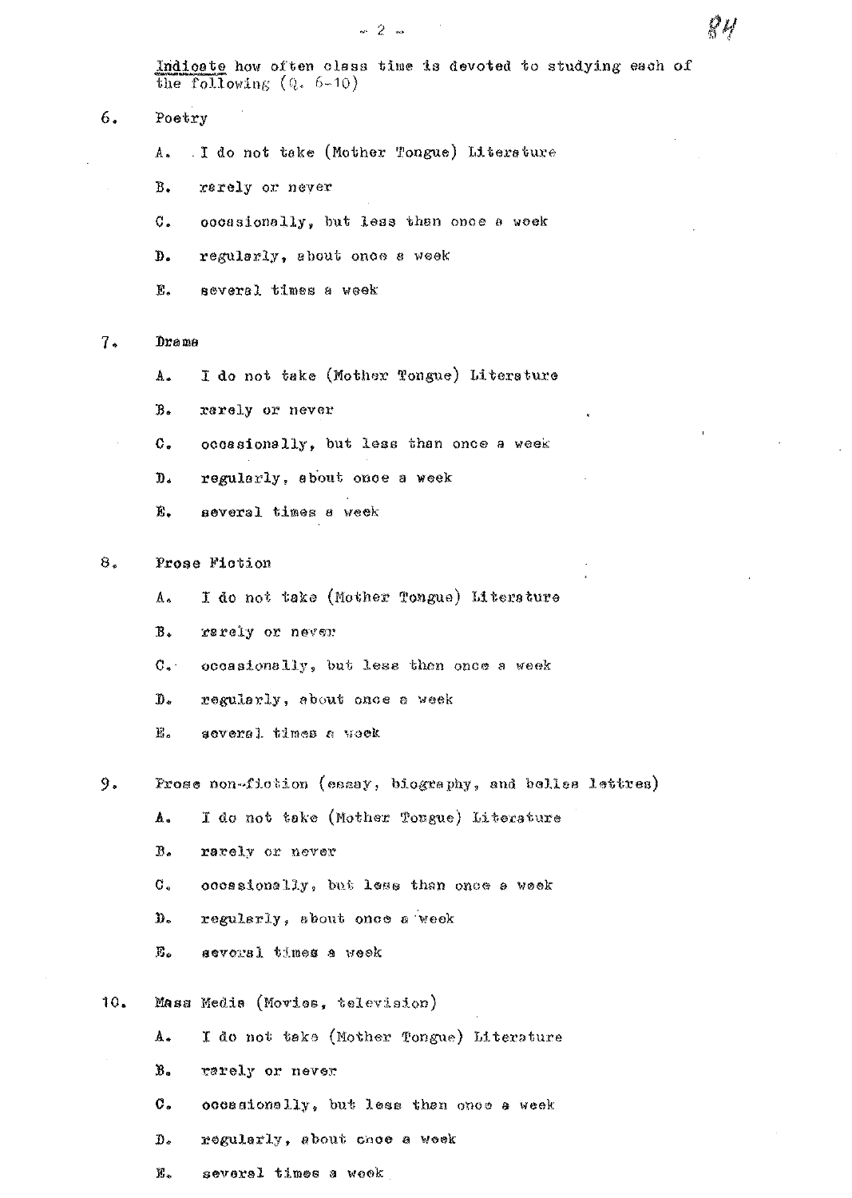<u>Indicate</u> how often class time is devoted to studying each of the following (Q. 6-10)

6. Poetry

   A. I do not take (Mother Tongue) Literature

   B. rarely or never

   C. occasionally, but less than once a week

   D. regularly, about once a week

   E. several times a week

7. Drama

   A. I do not take (Mother Tongue) Literature

   B. rarely or never

   C. occasionally, but less than once a week

   D. regularly, about once a week

   E. several times a week

8. Prose Fiction

   A. I do not take (Mother Tongue) Literature

   B. rarely or never

   C. occasionally, but less than once a week

   D. regularly, about once a week

   E. several times a week

9. Prose non-fiction (essay, biography, and belles lettres)

   A. I do not take (Mother Tongue) Literature

   B. rarely or never

   C. occasionally, but less than once a week

   D. regularly, about once a week

   E. several times a week

10. Mass Media (Movies, television)

   A. I do not take (Mother Tongue) Literature

   B. rarely or never

   C. occasionally, but less than once a week

   D. regularly, about once a week

   E. several times a week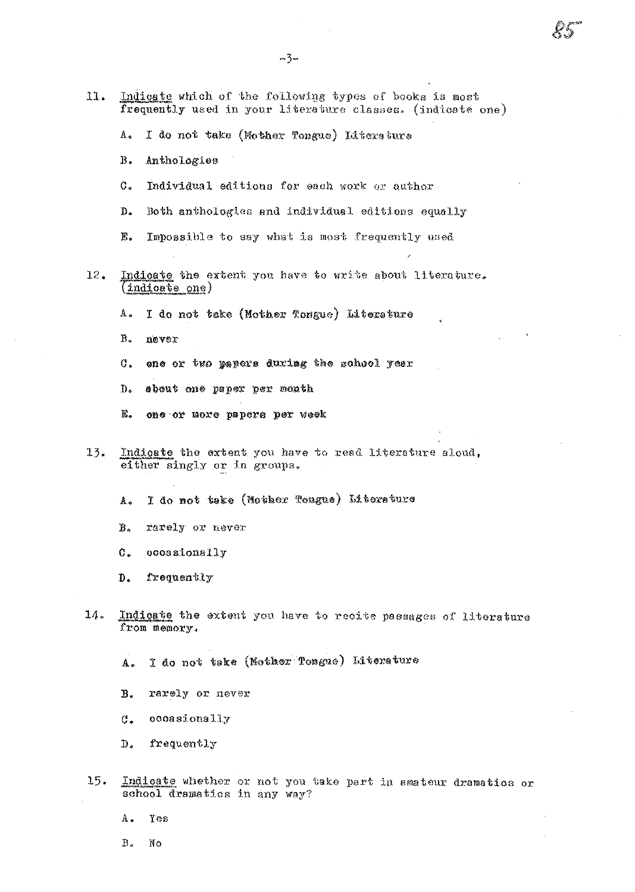11. Indicate which of the following types of books is most frequently used in your literature classes. (indicate one)

    A. I do not take (Mother Tongue) Literature

    B. Anthologies

    C. Individual editions for each work or author

    D. Both anthologies and individual editions equally

    E. Impossible to say what is most frequently used

12. Indicate the extent you have to write about literature. (indicate one)

    A. I do not take (Mother Tongue) Literature

    B. never

    C. one or two papers during the school year

    D. about one paper per month

    E. one or more papers per week

13. Indicate the extent you have to read literature aloud, either singly or in groups.

    A. I do not take (Mother Tongue) Literature

    B. rarely or never

    C. occasionally

    D. frequently

14. Indicate the extent you have to recite passages of literature from memory.

    A. I do not take (Mother Tongue) Literature

    B. rarely or never

    C. occasionally

    D. frequently

15. Indicate whether or not you take part in amateur dramatics or school dramatics in any way?

    A. Yes

    B. No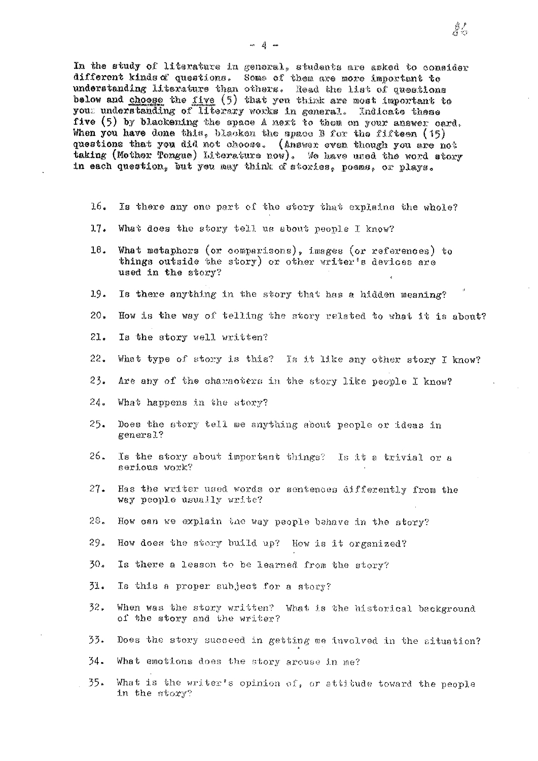In the study of literature in general, students are asked to consider different kinds of questions. Some of them are more important to understanding literature than others. Read the list of questions below and choose the five (5) that you think are most important to your understanding of literary works in general. Indicate these five (5) by blackening the space A next to them on your answer card. When you have done this, blacken the space B for the fifteen (15) questions that you did not choose. (Answer even though you are not taking (Mother Tongue) Literature now). We have used the word story in each question, but you may think of stories, poems, or plays.

16. Is there any one part of the story that explains the whole?

17. What does the story tell us about people I know?

18. What metaphors (or comparisons), images (or references) to things outside the story) or other writer's devices are used in the story?

19. Is there anything in the story that has a hidden meaning?

20. How is the way of telling the story related to what it is about?

21. Is the story well written?

22. What type of story is this? Is it like any other story I know?

23. Are any of the characters in the story like people I know?

24. What happens in the story?

25. Does the story tell me anything about people or ideas in general?

26. Is the story about important things? Is it a trivial or a serious work?

27. Has the writer used words or sentences differently from the way people usually write?

28. How can we explain the way people behave in the story?

29. How does the story build up? How is it organized?

30. Is there a lesson to be learned from the story?

31. Is this a proper subject for a story?

32. When was the story written? What is the historical background of the story and the writer?

33. Does the story succeed in getting me involved in the situation?

34. What emotions does the story arouse in me?

35. What is the writer's opinion of, or attitude toward the people in the story?